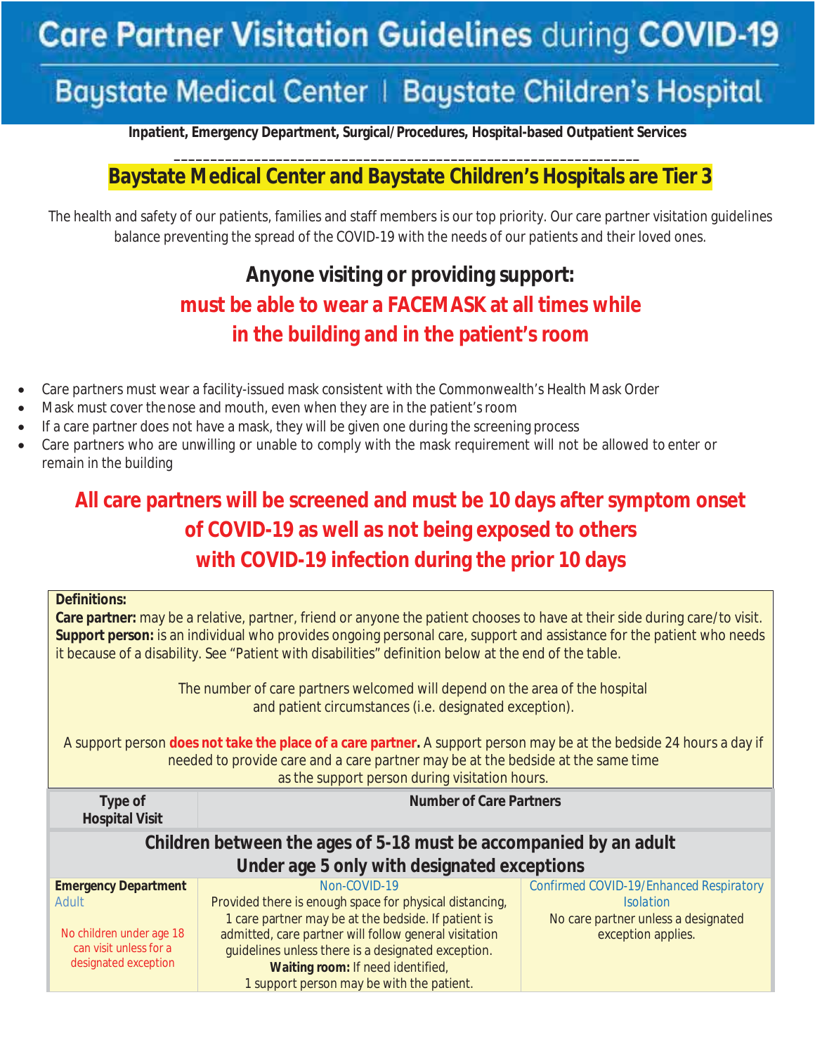# Care Partner Visitation Guidelines during COVID-19

## Baystate Medical Center | Baystate Children's Hospital

**Inpatient, Emergency Department, Surgical/Procedures, Hospital-based Outpatient Services**

## Baystate Medical Center and Baystate Children's Hospitals are Tier 3

The health and safety of our patients, families and staff members is our top priority. Our care partner visitation guidelines balance preventing the spread of the COVID-19 with the needs of our patients and their loved ones.

### Anyone visiting or providing support:
### must be able to wear a FACEMASK at all times while in the building and in the patient's room

- Care partners must wear a facility-issued mask consistent with the Commonwealth's Health Mask Order
- Mask must cover the nose and mouth, even when they are in the patient's room
- If a care partner does not have a mask, they will be given one during the screening process
- Care partners who are unwilling or unable to comply with the mask requirement will not be allowed to enter or remain in the building

### All care partners will be screened and must be 10 days after symptom onset of COVID-19 as well as not being exposed to others with COVID-19 infection during the prior 10 days

**Definitions:**
**Care partner:** may be a relative, partner, friend or anyone the patient chooses to have at their side during care/to visit.
**Support person:** is an individual who provides ongoing personal care, support and assistance for the patient who needs it because of a disability. See "Patient with disabilities" definition below at the end of the table.

The number of care partners welcomed will depend on the area of the hospital and patient circumstances (i.e. designated exception).

A support person **does not take the place of a care partner.** A support person may be at the bedside 24 hours a day if needed to provide care and a care partner may be at the bedside at the same time as the support person during visitation hours.

| Type of Hospital Visit | Number of Care Partners | |
|---|---|---|
| **Children between the ages of 5-18 must be accompanied by an adult. Under age 5 only with designated exceptions** | | |
| **Emergency Department** Adult<br><br>No children under age 18 can visit unless for a designated exception | Non-COVID-19<br>Provided there is enough space for physical distancing, 1 care partner may be at the bedside. If patient is admitted, care partner will follow general visitation guidelines unless there is a designated exception.<br>**Waiting room:** If need identified, 1 support person may be with the patient. | Confirmed COVID-19/Enhanced Respiratory Isolation<br>No care partner unless a designated exception applies. |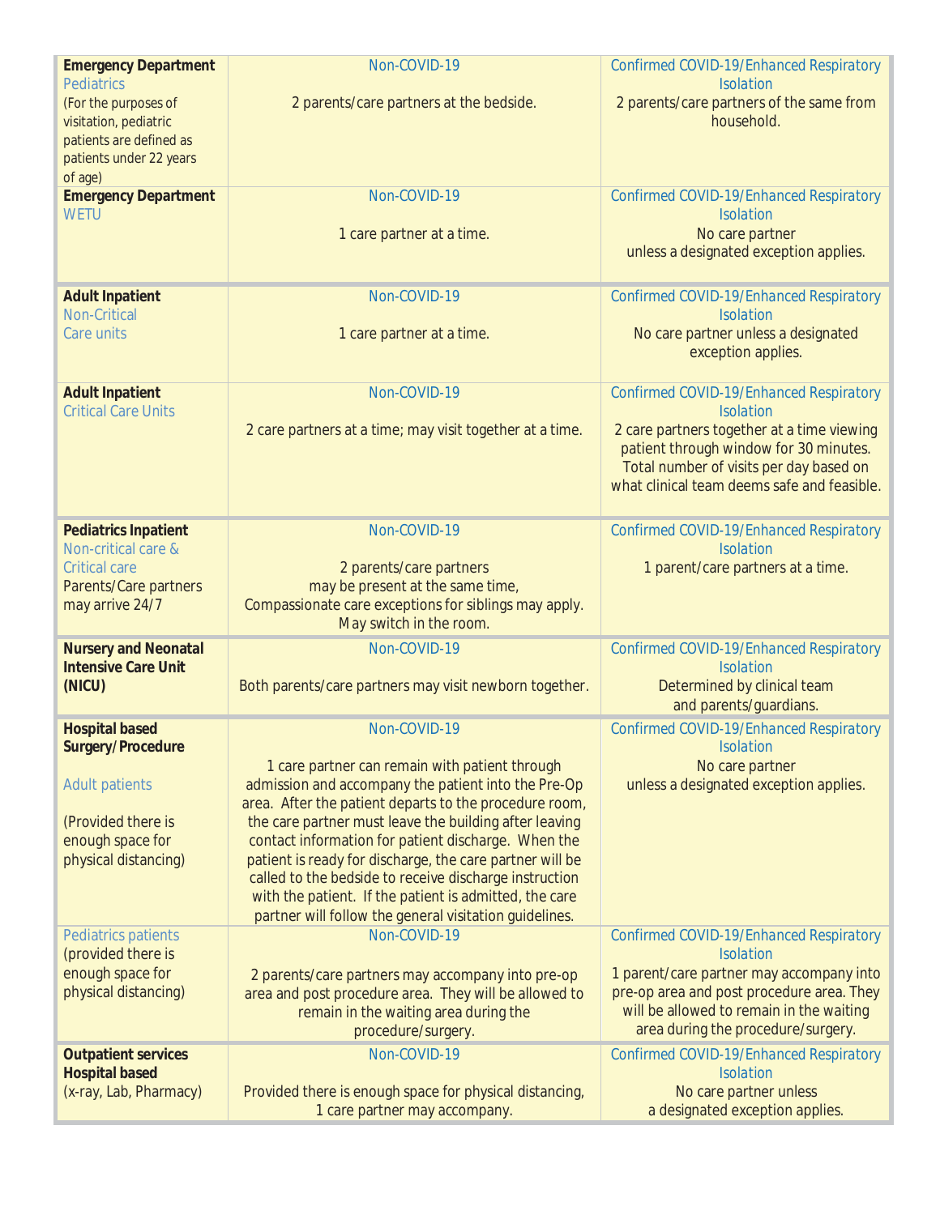| | | |
|---|---|---|
| **Emergency Department** Pediatrics (For the purposes of visitation, pediatric patients are defined as patients under 22 years of age) | Non-COVID-19<br><br>2 parents/care partners at the bedside. | Confirmed COVID-19/Enhanced Respiratory Isolation<br>2 parents/care partners of the same from household. |
| **Emergency Department** WETU | Non-COVID-19<br><br>1 care partner at a time. | Confirmed COVID-19/Enhanced Respiratory Isolation<br>No care partner unless a designated exception applies. |
| **Adult Inpatient** Non-Critical Care units | Non-COVID-19<br><br>1 care partner at a time. | Confirmed COVID-19/Enhanced Respiratory Isolation<br>No care partner unless a designated exception applies. |
| **Adult Inpatient** Critical Care Units | Non-COVID-19<br><br>2 care partners at a time; may visit together at a time. | Confirmed COVID-19/Enhanced Respiratory Isolation<br>2 care partners together at a time viewing patient through window for 30 minutes. Total number of visits per day based on what clinical team deems safe and feasible. |
| **Pediatrics Inpatient** Non-critical care & Critical care Parents/Care partners may arrive 24/7 | Non-COVID-19<br><br>2 parents/care partners may be present at the same time, Compassionate care exceptions for siblings may apply. May switch in the room. | Confirmed COVID-19/Enhanced Respiratory Isolation<br>1 parent/care partners at a time. |
| **Nursery and Neonatal Intensive Care Unit (NICU)** | Non-COVID-19<br><br>Both parents/care partners may visit newborn together. | Confirmed COVID-19/Enhanced Respiratory Isolation<br>Determined by clinical team and parents/guardians. |
| **Hospital based Surgery/Procedure**<br><br>Adult patients<br><br>(Provided there is enough space for physical distancing) | Non-COVID-19<br><br>1 care partner can remain with patient through admission and accompany the patient into the Pre-Op area. After the patient departs to the procedure room, the care partner must leave the building after leaving contact information for patient discharge. When the patient is ready for discharge, the care partner will be called to the bedside to receive discharge instruction with the patient. If the patient is admitted, the care partner will follow the general visitation guidelines. | Confirmed COVID-19/Enhanced Respiratory Isolation<br>No care partner unless a designated exception applies. |
| Pediatrics patients (provided there is enough space for physical distancing) | Non-COVID-19<br><br>2 parents/care partners may accompany into pre-op area and post procedure area. They will be allowed to remain in the waiting area during the procedure/surgery. | Confirmed COVID-19/Enhanced Respiratory Isolation<br>1 parent/care partner may accompany into pre-op area and post procedure area. They will be allowed to remain in the waiting area during the procedure/surgery. |
| **Outpatient services Hospital based** (x-ray, Lab, Pharmacy) | Non-COVID-19<br><br>Provided there is enough space for physical distancing, 1 care partner may accompany. | Confirmed COVID-19/Enhanced Respiratory Isolation<br>No care partner unless a designated exception applies. |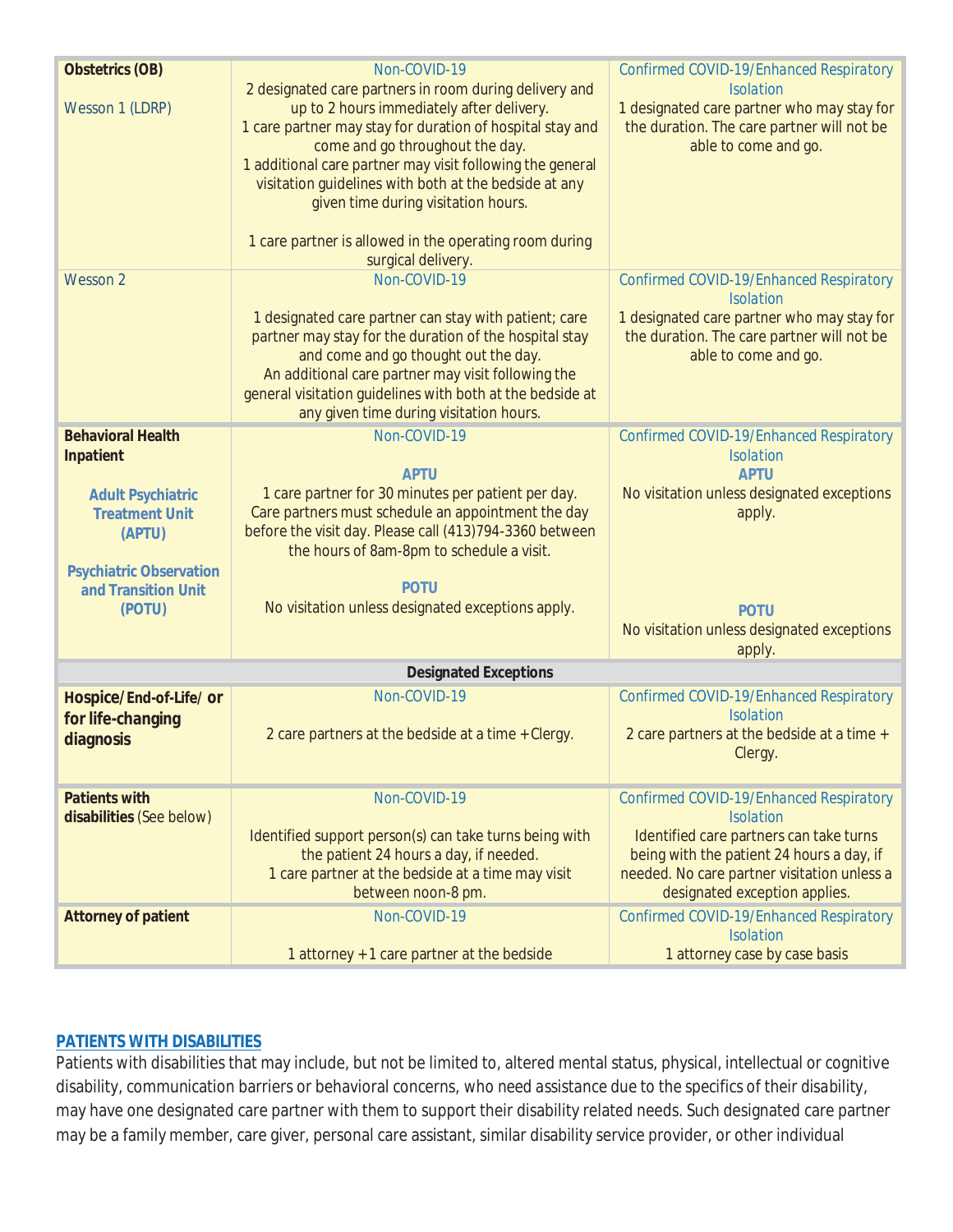| | | |
|---|---|---|
| **Obstetrics (OB)**<br><br>Wesson 1 (LDRP) | Non-COVID-19<br>2 designated care partners in room during delivery and up to 2 hours immediately after delivery.<br>1 care partner may stay for duration of hospital stay and come and go throughout the day.<br>1 additional care partner may visit following the general visitation guidelines with both at the bedside at any given time during visitation hours.<br><br>1 care partner is allowed in the operating room during surgical delivery. | Confirmed COVID-19/Enhanced Respiratory Isolation<br>1 designated care partner who may stay for the duration. The care partner will not be able to come and go. |
| Wesson 2 | Non-COVID-19<br><br>1 designated care partner can stay with patient; care partner may stay for the duration of the hospital stay and come and go thought out the day.<br>An additional care partner may visit following the general visitation guidelines with both at the bedside at any given time during visitation hours. | Confirmed COVID-19/Enhanced Respiratory Isolation<br>1 designated care partner who may stay for the duration. The care partner will not be able to come and go. |
| **Behavioral Health Inpatient**<br><br>**Adult Psychiatric Treatment Unit (APTU)**<br><br>**Psychiatric Observation and Transition Unit (POTU)** | Non-COVID-19<br><br>**APTU**<br>1 care partner for 30 minutes per patient per day. Care partners must schedule an appointment the day before the visit day. Please call (413)794-3360 between the hours of 8am-8pm to schedule a visit.<br><br>**POTU**<br>No visitation unless designated exceptions apply. | Confirmed COVID-19/Enhanced Respiratory Isolation<br>**APTU**<br>No visitation unless designated exceptions apply.<br><br>**POTU**<br>No visitation unless designated exceptions apply. |
| **Designated Exceptions** | | |
| **Hospice/End-of-Life/ or for life-changing diagnosis** | Non-COVID-19<br><br>2 care partners at the bedside at a time + Clergy. | Confirmed COVID-19/Enhanced Respiratory Isolation<br>2 care partners at the bedside at a time + Clergy. |
| **Patients with disabilities** (See below) | Non-COVID-19<br><br>Identified support person(s) can take turns being with the patient 24 hours a day, if needed.<br>1 care partner at the bedside at a time may visit between noon-8 pm. | Confirmed COVID-19/Enhanced Respiratory Isolation<br>Identified care partners can take turns being with the patient 24 hours a day, if needed. No care partner visitation unless a designated exception applies. |
| **Attorney of patient** | Non-COVID-19<br><br>1 attorney + 1 care partner at the bedside | Confirmed COVID-19/Enhanced Respiratory Isolation<br>1 attorney case by case basis |

## PATIENTS WITH DISABILITIES

Patients with disabilities that may include, but not be limited to, altered mental status, physical, intellectual or cognitive disability, communication barriers or behavioral concerns, who need assistance due to the specifics of their disability, may have one designated care partner with them to support their disability related needs. Such designated care partner may be a family member, care giver, personal care assistant, similar disability service provider, or other individual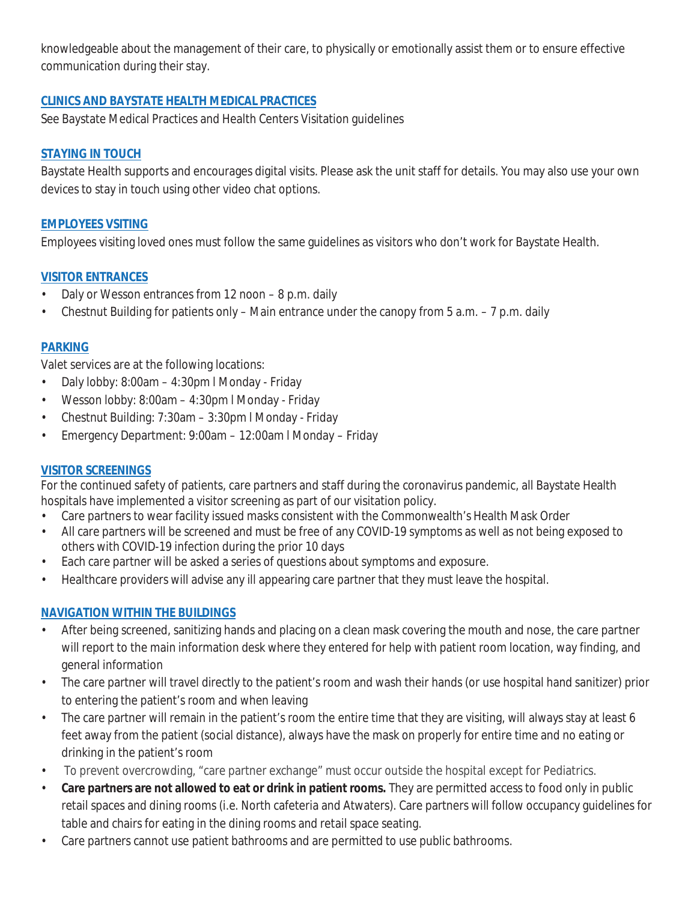knowledgeable about the management of their care, to physically or emotionally assist them or to ensure effective communication during their stay.

## CLINICS AND BAYSTATE HEALTH MEDICAL PRACTICES

See Baystate Medical Practices and Health Centers Visitation guidelines

## STAYING IN TOUCH

Baystate Health supports and encourages digital visits. Please ask the unit staff for details. You may also use your own devices to stay in touch using other video chat options.

## EMPLOYEES VSITING

Employees visiting loved ones must follow the same guidelines as visitors who don't work for Baystate Health.

## VISITOR ENTRANCES

- Daly or Wesson entrances from 12 noon – 8 p.m. daily
- Chestnut Building for patients only – Main entrance under the canopy from 5 a.m. – 7 p.m. daily

## PARKING

Valet services are at the following locations:

- Daly lobby: 8:00am – 4:30pm l Monday - Friday
- Wesson lobby: 8:00am – 4:30pm l Monday - Friday
- Chestnut Building: 7:30am – 3:30pm l Monday - Friday
- Emergency Department: 9:00am – 12:00am l Monday – Friday

## VISITOR SCREENINGS

For the continued safety of patients, care partners and staff during the coronavirus pandemic, all Baystate Health hospitals have implemented a visitor screening as part of our visitation policy.

- Care partners to wear facility issued masks consistent with the Commonwealth's Health Mask Order
- All care partners will be screened and must be free of any COVID-19 symptoms as well as not being exposed to others with COVID-19 infection during the prior 10 days
- Each care partner will be asked a series of questions about symptoms and exposure.
- Healthcare providers will advise any ill appearing care partner that they must leave the hospital.

## NAVIGATION WITHIN THE BUILDINGS

- After being screened, sanitizing hands and placing on a clean mask covering the mouth and nose, the care partner will report to the main information desk where they entered for help with patient room location, way finding, and general information
- The care partner will travel directly to the patient's room and wash their hands (or use hospital hand sanitizer) prior to entering the patient's room and when leaving
- The care partner will remain in the patient's room the entire time that they are visiting, will always stay at least 6 feet away from the patient (social distance), always have the mask on properly for entire time and no eating or drinking in the patient's room
- To prevent overcrowding, "care partner exchange" must occur outside the hospital except for Pediatrics.
- **Care partners are not allowed to eat or drink in patient rooms.** They are permitted access to food only in public retail spaces and dining rooms (i.e. North cafeteria and Atwaters). Care partners will follow occupancy guidelines for table and chairs for eating in the dining rooms and retail space seating.
- Care partners cannot use patient bathrooms and are permitted to use public bathrooms.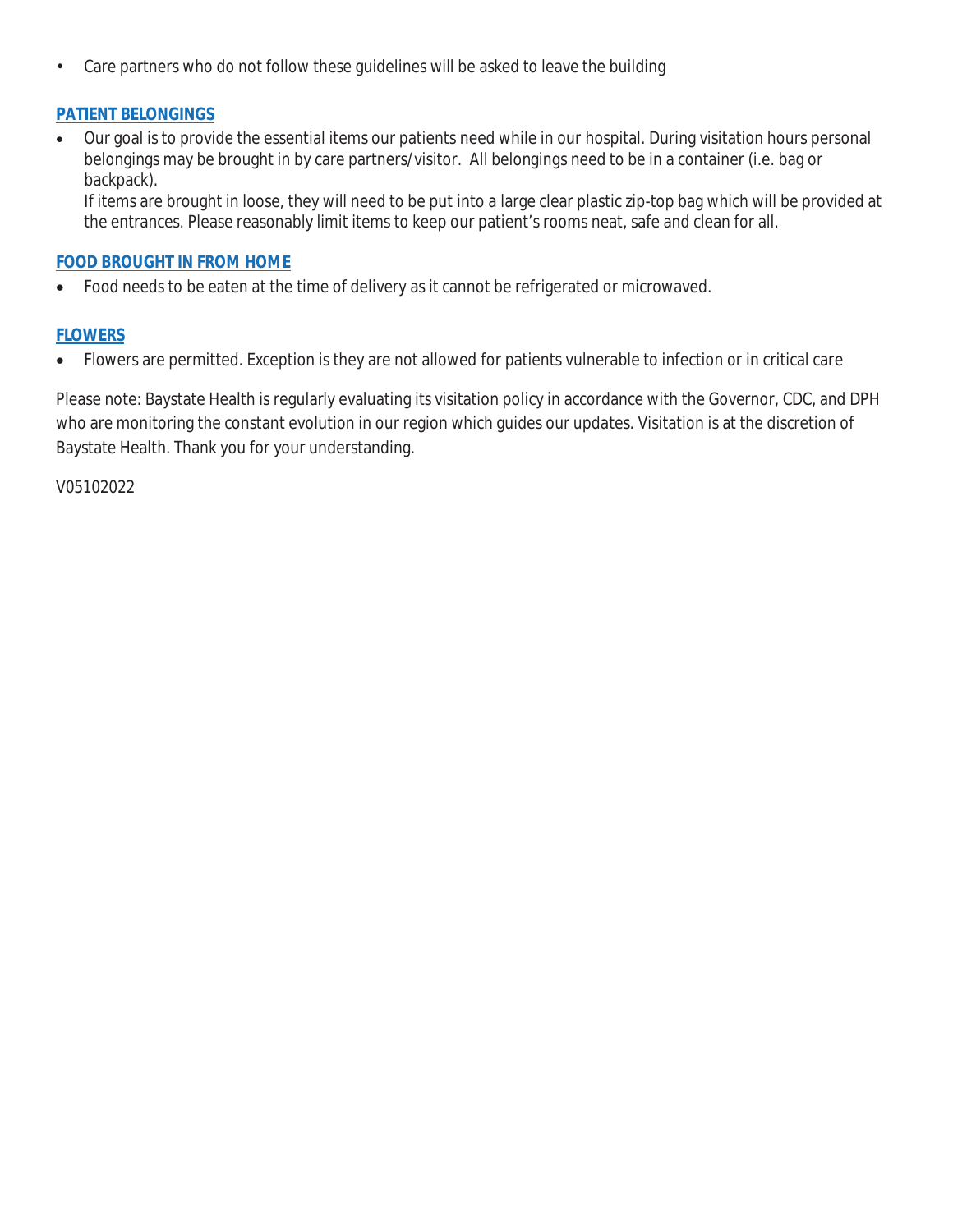- Care partners who do not follow these guidelines will be asked to leave the building

## PATIENT BELONGINGS

- Our goal is to provide the essential items our patients need while in our hospital. During visitation hours personal belongings may be brought in by care partners/visitor. All belongings need to be in a container (i.e. bag or backpack).
  If items are brought in loose, they will need to be put into a large clear plastic zip-top bag which will be provided at the entrances. Please reasonably limit items to keep our patient's rooms neat, safe and clean for all.

## FOOD BROUGHT IN FROM HOME

- Food needs to be eaten at the time of delivery as it cannot be refrigerated or microwaved.

## FLOWERS

- Flowers are permitted. Exception is they are not allowed for patients vulnerable to infection or in critical care

Please note: Baystate Health is regularly evaluating its visitation policy in accordance with the Governor, CDC, and DPH who are monitoring the constant evolution in our region which guides our updates. Visitation is at the discretion of Baystate Health. Thank you for your understanding.

V05102022